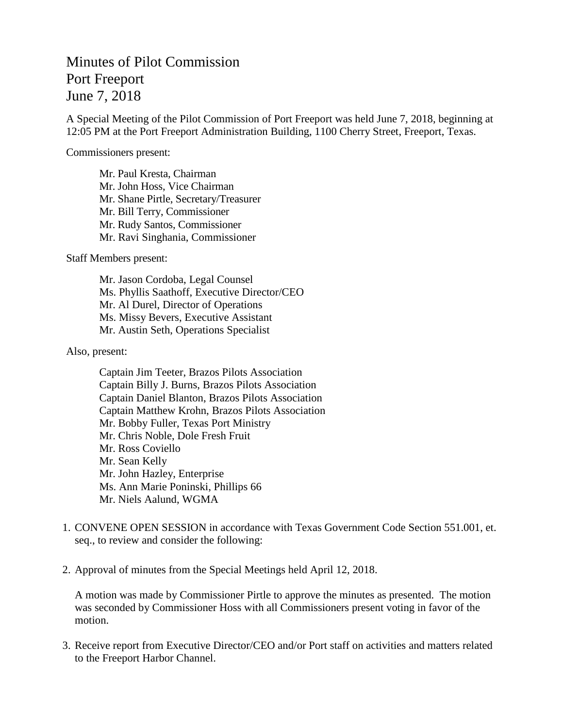# Minutes of Pilot Commission
# Port Freeport
# June 7, 2018

A Special Meeting of the Pilot Commission of Port Freeport was held June 7, 2018, beginning at 12:05 PM at the Port Freeport Administration Building, 1100 Cherry Street, Freeport, Texas.

Commissioners present:

Mr. Paul Kresta, Chairman
Mr. John Hoss, Vice Chairman
Mr. Shane Pirtle, Secretary/Treasurer
Mr. Bill Terry, Commissioner
Mr. Rudy Santos, Commissioner
Mr. Ravi Singhania, Commissioner

Staff Members present:

Mr. Jason Cordoba, Legal Counsel
Ms. Phyllis Saathoff, Executive Director/CEO
Mr. Al Durel, Director of Operations
Ms. Missy Bevers, Executive Assistant
Mr. Austin Seth, Operations Specialist

Also, present:

Captain Jim Teeter, Brazos Pilots Association
Captain Billy J. Burns, Brazos Pilots Association
Captain Daniel Blanton, Brazos Pilots Association
Captain Matthew Krohn, Brazos Pilots Association
Mr. Bobby Fuller, Texas Port Ministry
Mr. Chris Noble, Dole Fresh Fruit
Mr. Ross Coviello
Mr. Sean Kelly
Mr. John Hazley, Enterprise
Ms. Ann Marie Poninski, Phillips 66
Mr. Niels Aalund, WGMA

1. CONVENE OPEN SESSION in accordance with Texas Government Code Section 551.001, et. seq., to review and consider the following:

2. Approval of minutes from the Special Meetings held April 12, 2018.

   A motion was made by Commissioner Pirtle to approve the minutes as presented. The motion was seconded by Commissioner Hoss with all Commissioners present voting in favor of the motion.

3. Receive report from Executive Director/CEO and/or Port staff on activities and matters related to the Freeport Harbor Channel.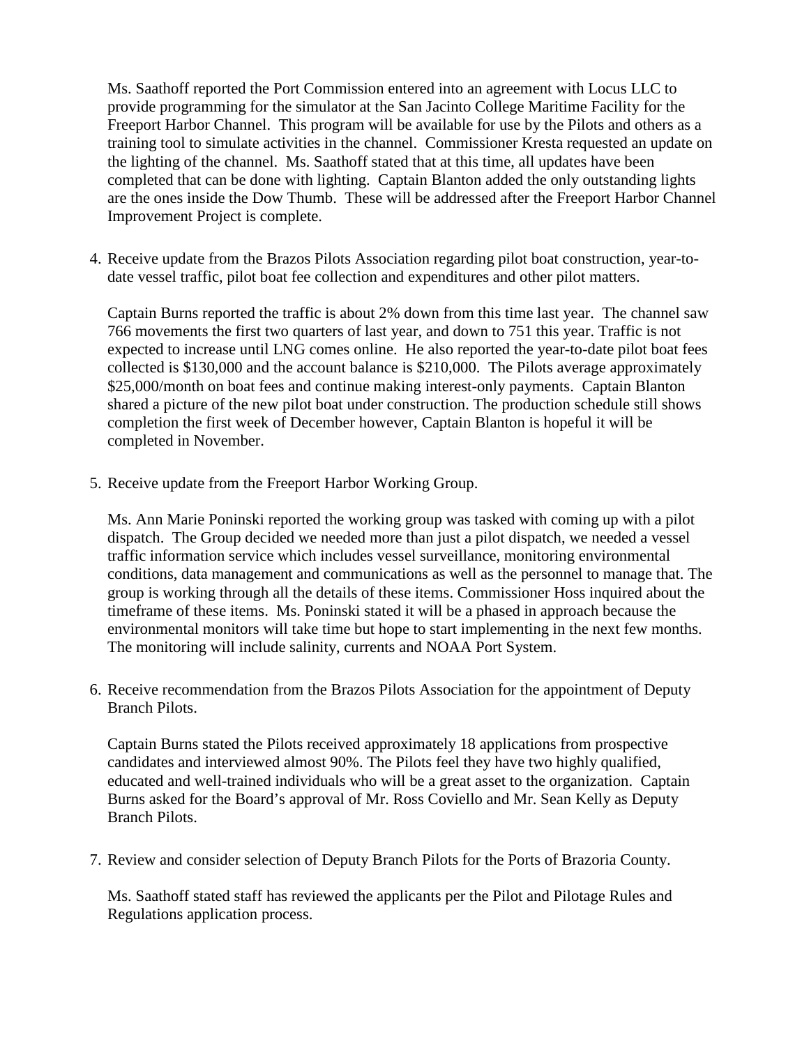Ms. Saathoff reported the Port Commission entered into an agreement with Locus LLC to provide programming for the simulator at the San Jacinto College Maritime Facility for the Freeport Harbor Channel. This program will be available for use by the Pilots and others as a training tool to simulate activities in the channel. Commissioner Kresta requested an update on the lighting of the channel. Ms. Saathoff stated that at this time, all updates have been completed that can be done with lighting. Captain Blanton added the only outstanding lights are the ones inside the Dow Thumb. These will be addressed after the Freeport Harbor Channel Improvement Project is complete.

4. Receive update from the Brazos Pilots Association regarding pilot boat construction, year-to-date vessel traffic, pilot boat fee collection and expenditures and other pilot matters.

   Captain Burns reported the traffic is about 2% down from this time last year. The channel saw 766 movements the first two quarters of last year, and down to 751 this year. Traffic is not expected to increase until LNG comes online. He also reported the year-to-date pilot boat fees collected is $130,000 and the account balance is $210,000. The Pilots average approximately $25,000/month on boat fees and continue making interest-only payments. Captain Blanton shared a picture of the new pilot boat under construction. The production schedule still shows completion the first week of December however, Captain Blanton is hopeful it will be completed in November.

5. Receive update from the Freeport Harbor Working Group.

   Ms. Ann Marie Poninski reported the working group was tasked with coming up with a pilot dispatch. The Group decided we needed more than just a pilot dispatch, we needed a vessel traffic information service which includes vessel surveillance, monitoring environmental conditions, data management and communications as well as the personnel to manage that. The group is working through all the details of these items. Commissioner Hoss inquired about the timeframe of these items. Ms. Poninski stated it will be a phased in approach because the environmental monitors will take time but hope to start implementing in the next few months. The monitoring will include salinity, currents and NOAA Port System.

6. Receive recommendation from the Brazos Pilots Association for the appointment of Deputy Branch Pilots.

   Captain Burns stated the Pilots received approximately 18 applications from prospective candidates and interviewed almost 90%. The Pilots feel they have two highly qualified, educated and well-trained individuals who will be a great asset to the organization. Captain Burns asked for the Board's approval of Mr. Ross Coviello and Mr. Sean Kelly as Deputy Branch Pilots.

7. Review and consider selection of Deputy Branch Pilots for the Ports of Brazoria County.

   Ms. Saathoff stated staff has reviewed the applicants per the Pilot and Pilotage Rules and Regulations application process.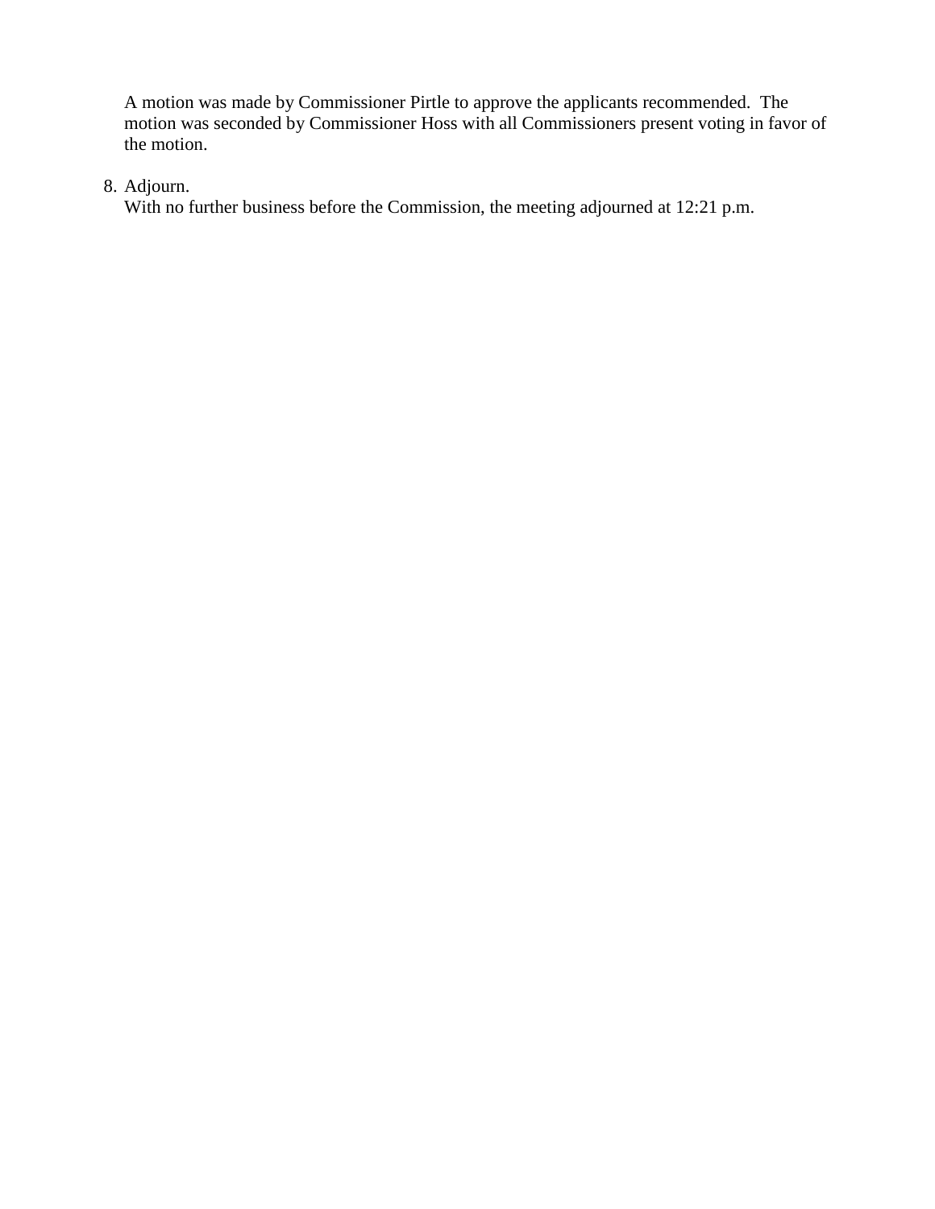A motion was made by Commissioner Pirtle to approve the applicants recommended. The motion was seconded by Commissioner Hoss with all Commissioners present voting in favor of the motion.

8. Adjourn.
   With no further business before the Commission, the meeting adjourned at 12:21 p.m.